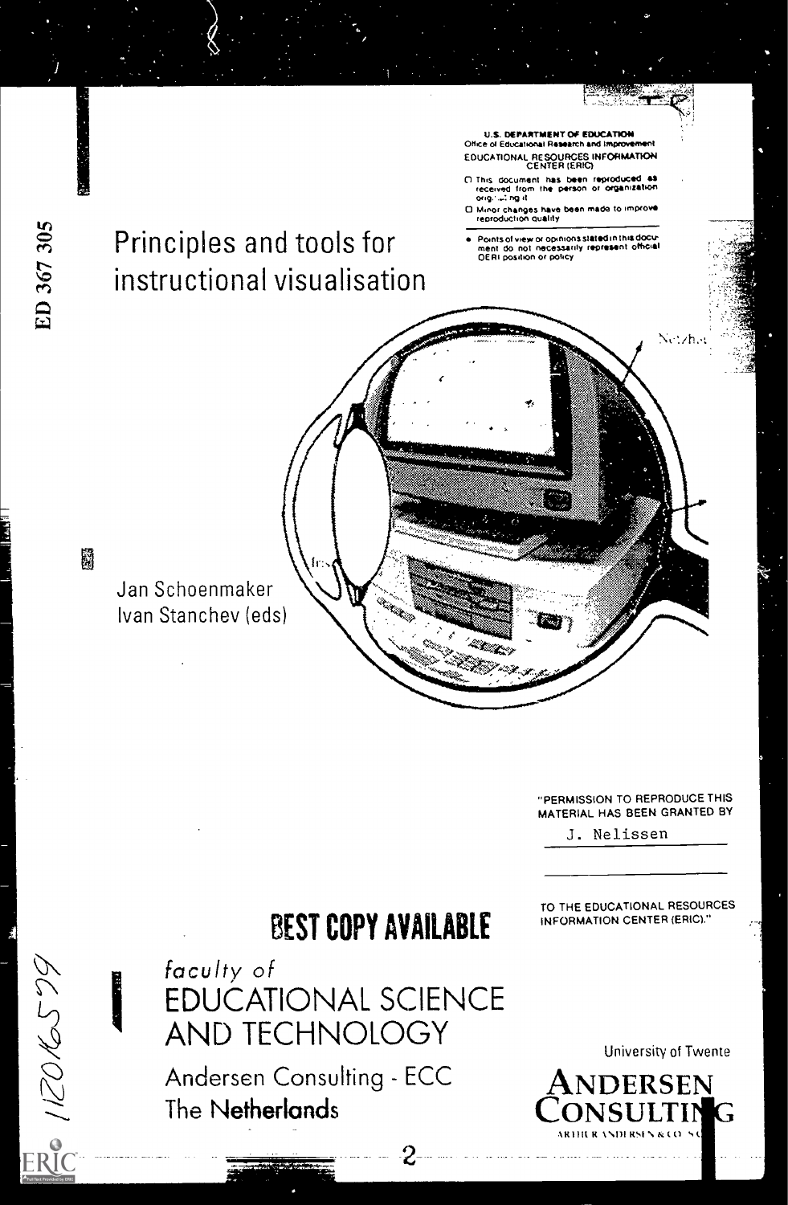ED 367 305

U.S. DEPARTMENT OF EDUCATION
Office of Educational Research and Improvement
EDUCATIONAL RESOURCES INFORMATION CENTER (ERIC)

- This document has been reproduced as received from the person or organization originating it
- Minor changes have been made to improve reproduction quality

- Points of view or opinions stated in this document do not necessarily represent official OERI position or policy

# Principles and tools for instructional visualisation

Jan Schoenmaker
Ivan Stanchev (eds)

"PERMISSION TO REPRODUCE THIS MATERIAL HAS BEEN GRANTED BY

J. Nelissen

TO THE EDUCATIONAL RESOURCES INFORMATION CENTER (ERIC)."

**BEST COPY AVAILABLE**

*faculty of*
EDUCATIONAL SCIENCE AND TECHNOLOGY

Andersen Consulting - ECC
The Netherlands

University of Twente

ANDERSEN CONSULTING
ARTHUR ANDERSEN & CO. SC

IR016599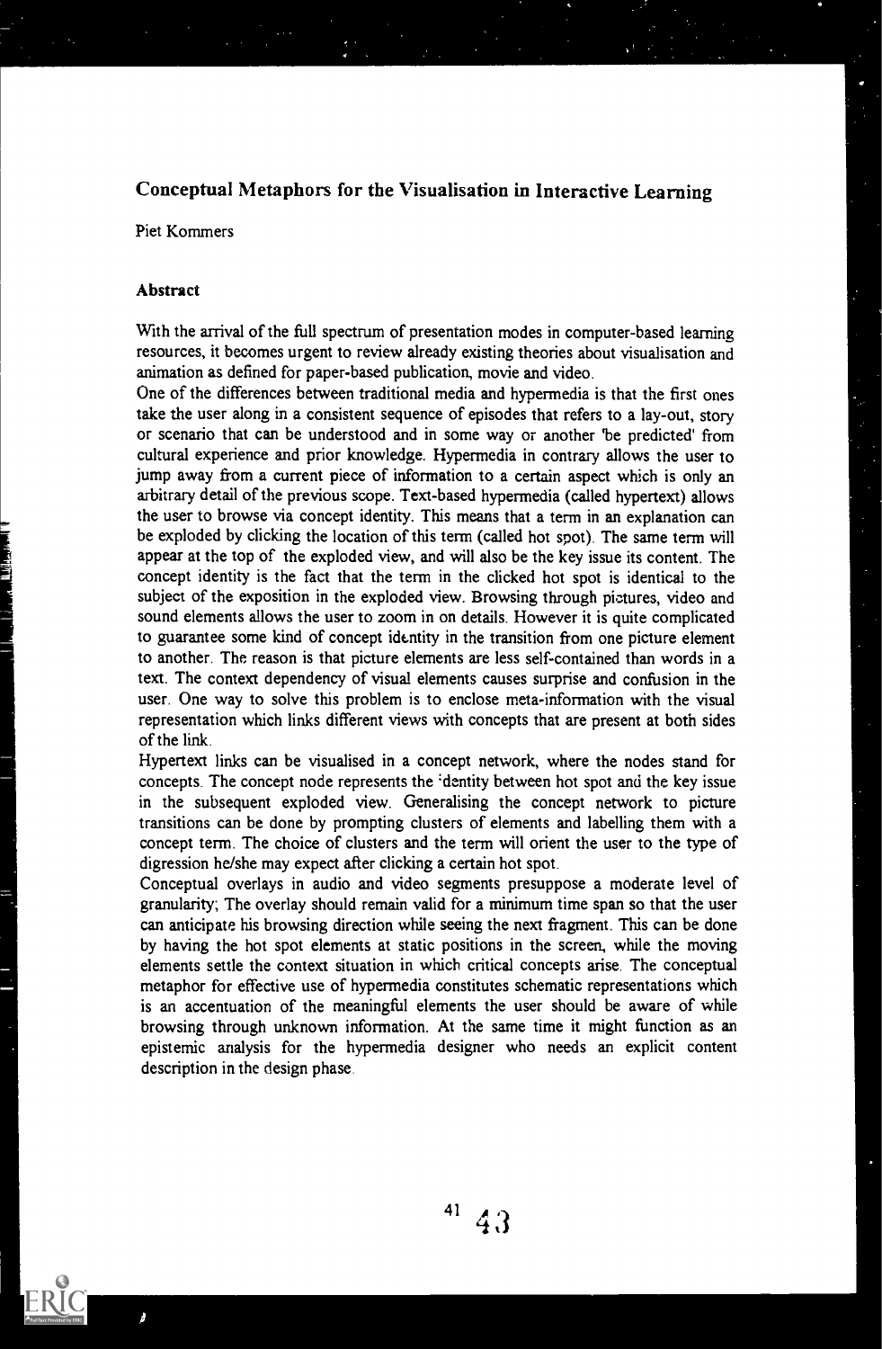## Conceptual Metaphors for the Visualisation in Interactive Learning

Piet Kommers

### Abstract

With the arrival of the full spectrum of presentation modes in computer-based learning resources, it becomes urgent to review already existing theories about visualisation and animation as defined for paper-based publication, movie and video.

One of the differences between traditional media and hypermedia is that the first ones take the user along in a consistent sequence of episodes that refers to a lay-out, story or scenario that can be understood and in some way or another 'be predicted' from cultural experience and prior knowledge. Hypermedia in contrary allows the user to jump away from a current piece of information to a certain aspect which is only an arbitrary detail of the previous scope. Text-based hypermedia (called hypertext) allows the user to browse via concept identity. This means that a term in an explanation can be exploded by clicking the location of this term (called hot spot). The same term will appear at the top of the exploded view, and will also be the key issue its content. The concept identity is the fact that the term in the clicked hot spot is identical to the subject of the exposition in the exploded view. Browsing through pictures, video and sound elements allows the user to zoom in on details. However it is quite complicated to guarantee some kind of concept identity in the transition from one picture element to another. The reason is that picture elements are less self-contained than words in a text. The context dependency of visual elements causes surprise and confusion in the user. One way to solve this problem is to enclose meta-information with the visual representation which links different views with concepts that are present at both sides of the link.

Hypertext links can be visualised in a concept network, where the nodes stand for concepts. The concept node represents the identity between hot spot and the key issue in the subsequent exploded view. Generalising the concept network to picture transitions can be done by prompting clusters of elements and labelling them with a concept term. The choice of clusters and the term will orient the user to the type of digression he/she may expect after clicking a certain hot spot.

Conceptual overlays in audio and video segments presuppose a moderate level of granularity; The overlay should remain valid for a minimum time span so that the user can anticipate his browsing direction while seeing the next fragment. This can be done by having the hot spot elements at static positions in the screen, while the moving elements settle the context situation in which critical concepts arise. The conceptual metaphor for effective use of hypermedia constitutes schematic representations which is an accentuation of the meaningful elements the user should be aware of while browsing through unknown information. At the same time it might function as an epistemic analysis for the hypermedia designer who needs an explicit content description in the design phase.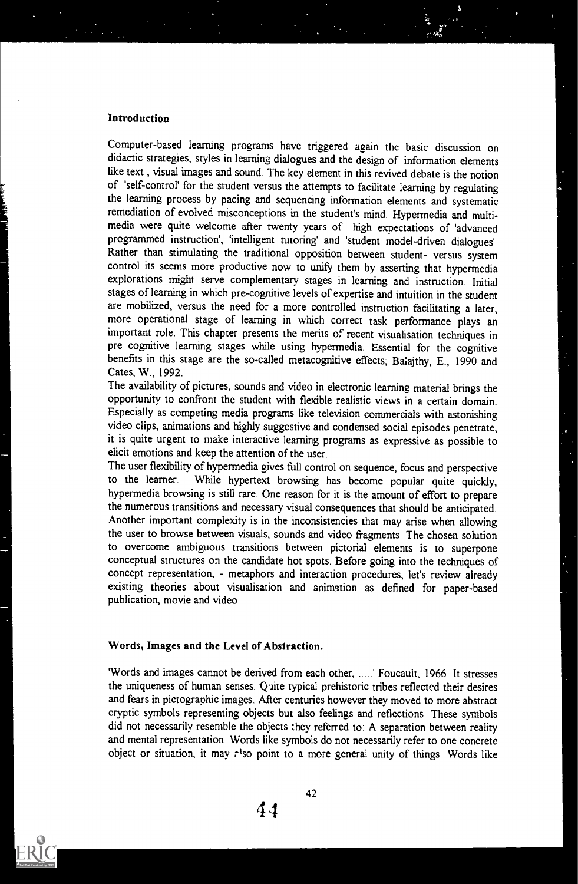## Introduction

Computer-based learning programs have triggered again the basic discussion on didactic strategies, styles in learning dialogues and the design of information elements like text , visual images and sound. The key element in this revived debate is the notion of 'self-control' for the student versus the attempts to facilitate learning by regulating the learning process by pacing and sequencing information elements and systematic remediation of evolved misconceptions in the student's mind. Hypermedia and multimedia were quite welcome after twenty years of high expectations of 'advanced programmed instruction', 'intelligent tutoring' and 'student model-driven dialogues' Rather than stimulating the traditional opposition between student- versus system control its seems more productive now to unify them by asserting that hypermedia explorations might serve complementary stages in learning and instruction. Initial stages of learning in which pre-cognitive levels of expertise and intuition in the student are mobilized, versus the need for a more controlled instruction facilitating a later, more operational stage of learning in which correct task performance plays an important role. This chapter presents the merits of recent visualisation techniques in pre cognitive learning stages while using hypermedia. Essential for the cognitive benefits in this stage are the so-called metacognitive effects; Balajthy, E., 1990 and Cates, W., 1992.

The availability of pictures, sounds and video in electronic learning material brings the opportunity to confront the student with flexible realistic views in a certain domain. Especially as competing media programs like television commercials with astonishing video clips, animations and highly suggestive and condensed social episodes penetrate, it is quite urgent to make interactive learning programs as expressive as possible to elicit emotions and keep the attention of the user.

The user flexibility of hypermedia gives full control on sequence, focus and perspective to the learner. While hypertext browsing has become popular quite quickly, hypermedia browsing is still rare. One reason for it is the amount of effort to prepare the numerous transitions and necessary visual consequences that should be anticipated. Another important complexity is in the inconsistencies that may arise when allowing the user to browse between visuals, sounds and video fragments. The chosen solution to overcome ambiguous transitions between pictorial elements is to superpone conceptual structures on the candidate hot spots. Before going into the techniques of concept representation, - metaphors and interaction procedures, let's review already existing theories about visualisation and animation as defined for paper-based publication, movie and video.

## Words, Images and the Level of Abstraction.

'Words and images cannot be derived from each other, .....' Foucault, 1966. It stresses the uniqueness of human senses. Quite typical prehistoric tribes reflected their desires and fears in pictographic images. After centuries however they moved to more abstract cryptic symbols representing objects but also feelings and reflections These symbols did not necessarily resemble the objects they referred to: A separation between reality and mental representation Words like symbols do not necessarily refer to one concrete object or situation, it may also point to a more general unity of things Words like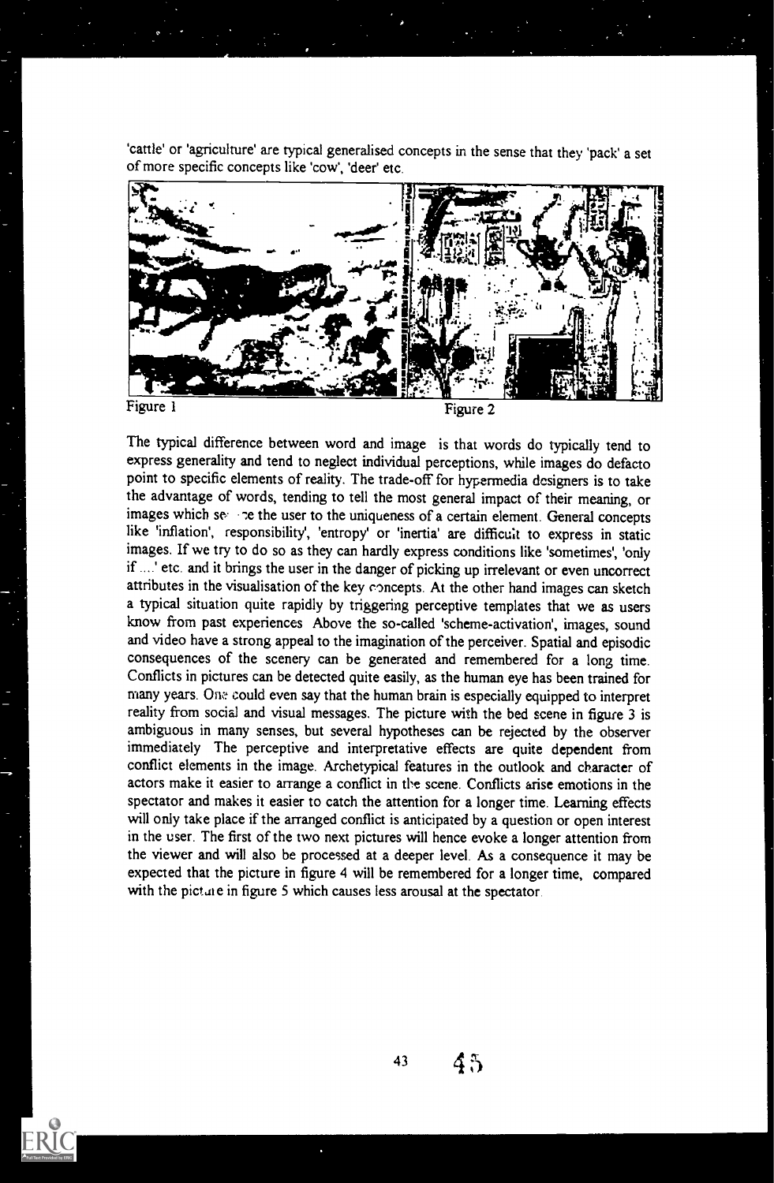'cattle' or 'agriculture' are typical generalised concepts in the sense that they 'pack' a set of more specific concepts like 'cow', 'deer' etc.

Figure 1

Figure 2

The typical difference between word and image is that words do typically tend to express generality and tend to neglect individual perceptions, while images do defacto point to specific elements of reality. The trade-off for hypermedia designers is to take the advantage of words, tending to tell the most general impact of their meaning, or images which se· ·ce the user to the uniqueness of a certain element. General concepts like 'inflation', responsibility', 'entropy' or 'inertia' are difficult to express in static images. If we try to do so as they can hardly express conditions like 'sometimes', 'only if ....' etc. and it brings the user in the danger of picking up irrelevant or even uncorrect attributes in the visualisation of the key concepts. At the other hand images can sketch a typical situation quite rapidly by triggering perceptive templates that we as users know from past experiences Above the so-called 'scheme-activation', images, sound and video have a strong appeal to the imagination of the perceiver. Spatial and episodic consequences of the scenery can be generated and remembered for a long time. Conflicts in pictures can be detected quite easily, as the human eye has been trained for many years. One could even say that the human brain is especially equipped to interpret reality from social and visual messages. The picture with the bed scene in figure 3 is ambiguous in many senses, but several hypotheses can be rejected by the observer immediately The perceptive and interpretative effects are quite dependent from conflict elements in the image. Archetypical features in the outlook and character of actors make it easier to arrange a conflict in the scene. Conflicts arise emotions in the spectator and makes it easier to catch the attention for a longer time. Learning effects will only take place if the arranged conflict is anticipated by a question or open interest in the user. The first of the two next pictures will hence evoke a longer attention from the viewer and will also be processed at a deeper level. As a consequence it may be expected that the picture in figure 4 will be remembered for a longer time, compared with the picture in figure 5 which causes less arousal at the spectator.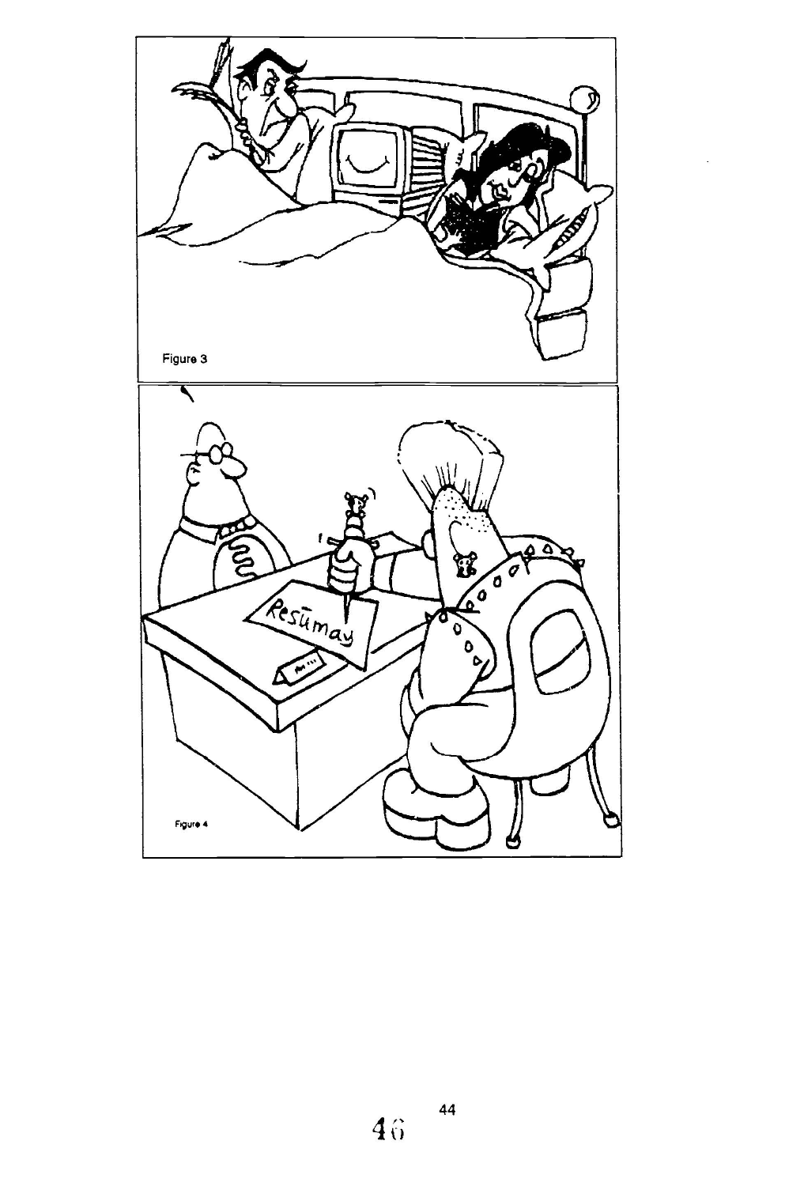Figure 3

Figure 4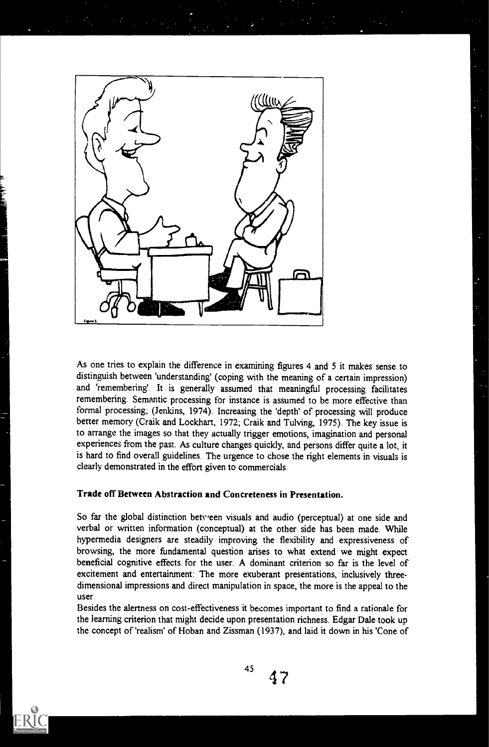As one tries to explain the difference in examining figures 4 and 5 it makes sense to distinguish between 'understanding' (coping with the meaning of a certain impression) and 'remembering'. It is generally assumed that meaningful processing facilitates remembering. Semantic processing for instance is assumed to be more effective than formal processing; (Jenkins, 1974). Increasing the 'depth' of processing will produce better memory (Craik and Lockhart, 1972; Craik and Tulving, 1975). The key issue is to arrange the images so that they actually trigger emotions, imagination and personal experiences from the past. As culture changes quickly, and persons differ quite a lot, it is hard to find overall guidelines. The urgence to chose the right elements in visuals is clearly demonstrated in the effort given to commercials.

**Trade off Between Abstraction and Concreteness in Presentation.**

So far the global distinction between visuals and audio (perceptual) at one side and verbal or written information (conceptual) at the other side has been made. While hypermedia designers are steadily improving the flexibility and expressiveness of browsing, the more fundamental question arises to what extend we might expect beneficial cognitive effects for the user. A dominant criterion so far is the level of excitement and entertainment: The more exuberant presentations, inclusively three-dimensional impressions and direct manipulation in space, the more is the appeal to the user.

Besides the alertness on cost-effectiveness it becomes important to find a rationale for the learning criterion that might decide upon presentation richness. Edgar Dale took up the concept of 'realism' of Hoban and Zissman (1937), and laid it down in his 'Cone of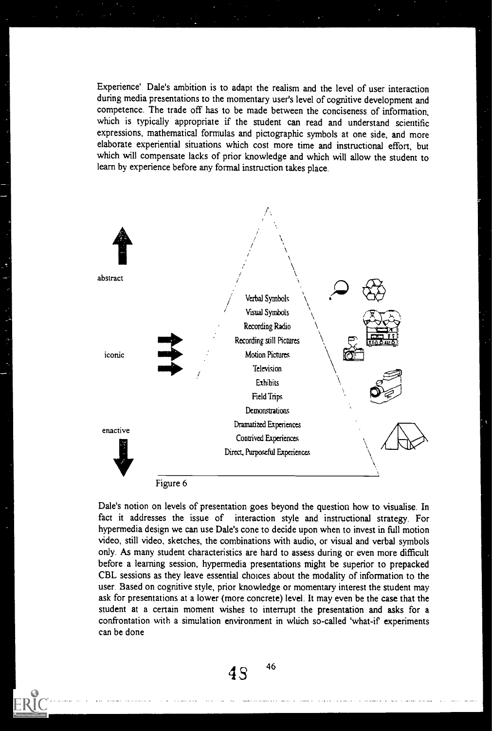Experience'. Dale's ambition is to adapt the realism and the level of user interaction during media presentations to the momentary user's level of cognitive development and competence. The trade off has to be made between the conciseness of information, which is typically appropriate if the student can read and understand scientific expressions, mathematical formulas and pictographic symbols at one side, and more elaborate experiential situations which cost more time and instructional effort, but which will compensate lacks of prior knowledge and which will allow the student to learn by experience before any formal instruction takes place.

abstract

iconic

enactive

Verbal Symbols
Visual Symbols
Recording Radio
Recording still Pictures
Motion Pictures
Television
Exhibits
Field Trips
Demonstrations
Dramatized Experiences
Contrived Experiences
Direct, Purposeful Experiences

Figure 6

Dale's notion on levels of presentation goes beyond the question how to visualise. In fact it addresses the issue of interaction style and instructional strategy. For hypermedia design we can use Dale's cone to decide upon when to invest in full motion video, still video, sketches, the combinations with audio, or visual and verbal symbols only. As many student characteristics are hard to assess during or even more difficult before a learning session, hypermedia presentations might be superior to prepacked CBL sessions as they leave essential choices about the modality of information to the user. Based on cognitive style, prior knowledge or momentary interest the student may ask for presentations at a lower (more concrete) level. It may even be the case that the student at a certain moment wishes to interrupt the presentation and asks for a confrontation with a simulation environment in which so-called 'what-if' experiments can be done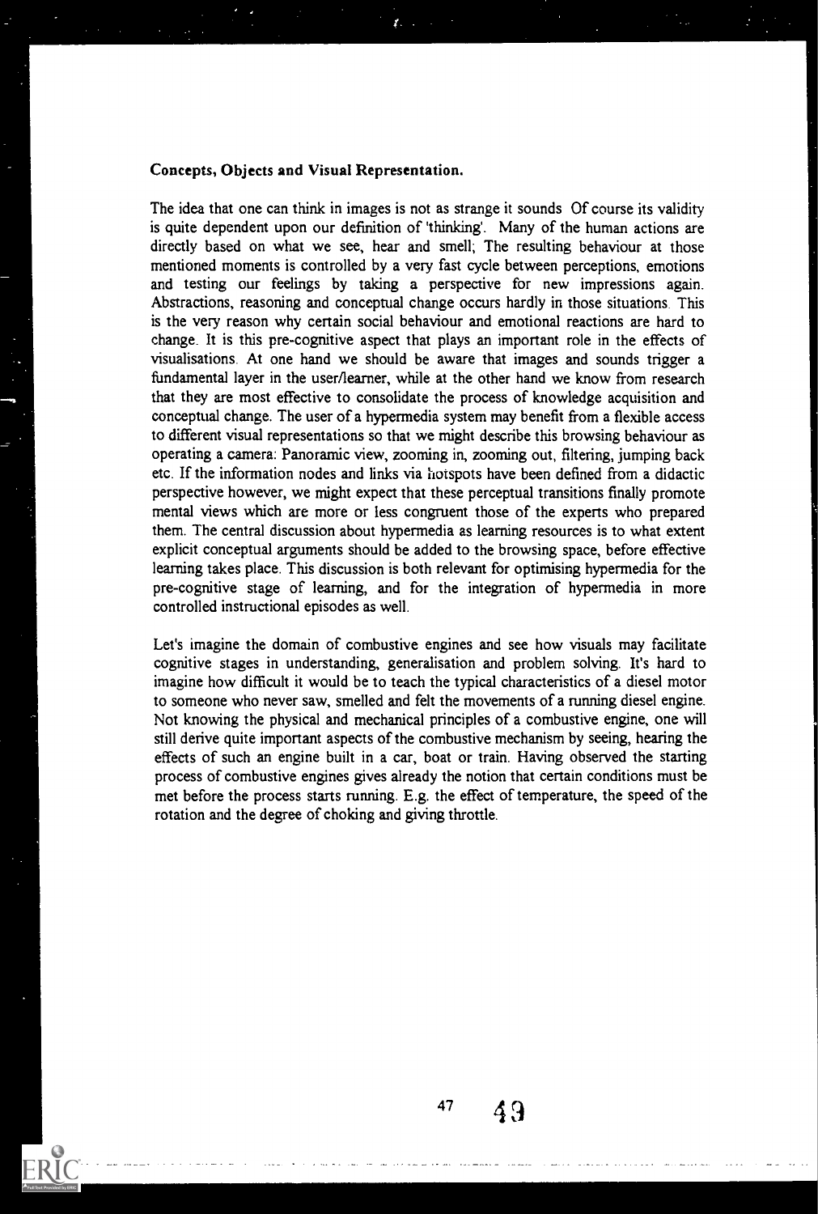**Concepts, Objects and Visual Representation.**

The idea that one can think in images is not as strange it sounds Of course its validity is quite dependent upon our definition of 'thinking'. Many of the human actions are directly based on what we see, hear and smell; The resulting behaviour at those mentioned moments is controlled by a very fast cycle between perceptions, emotions and testing our feelings by taking a perspective for new impressions again. Abstractions, reasoning and conceptual change occurs hardly in those situations. This is the very reason why certain social behaviour and emotional reactions are hard to change. It is this pre-cognitive aspect that plays an important role in the effects of visualisations. At one hand we should be aware that images and sounds trigger a fundamental layer in the user/learner, while at the other hand we know from research that they are most effective to consolidate the process of knowledge acquisition and conceptual change. The user of a hypermedia system may benefit from a flexible access to different visual representations so that we might describe this browsing behaviour as operating a camera: Panoramic view, zooming in, zooming out, filtering, jumping back etc. If the information nodes and links via hotspots have been defined from a didactic perspective however, we might expect that these perceptual transitions finally promote mental views which are more or less congruent those of the experts who prepared them. The central discussion about hypermedia as learning resources is to what extent explicit conceptual arguments should be added to the browsing space, before effective learning takes place. This discussion is both relevant for optimising hypermedia for the pre-cognitive stage of learning, and for the integration of hypermedia in more controlled instructional episodes as well.

Let's imagine the domain of combustive engines and see how visuals may facilitate cognitive stages in understanding, generalisation and problem solving. It's hard to imagine how difficult it would be to teach the typical characteristics of a diesel motor to someone who never saw, smelled and felt the movements of a running diesel engine. Not knowing the physical and mechanical principles of a combustive engine, one will still derive quite important aspects of the combustive mechanism by seeing, hearing the effects of such an engine built in a car, boat or train. Having observed the starting process of combustive engines gives already the notion that certain conditions must be met before the process starts running. E.g. the effect of temperature, the speed of the rotation and the degree of choking and giving throttle.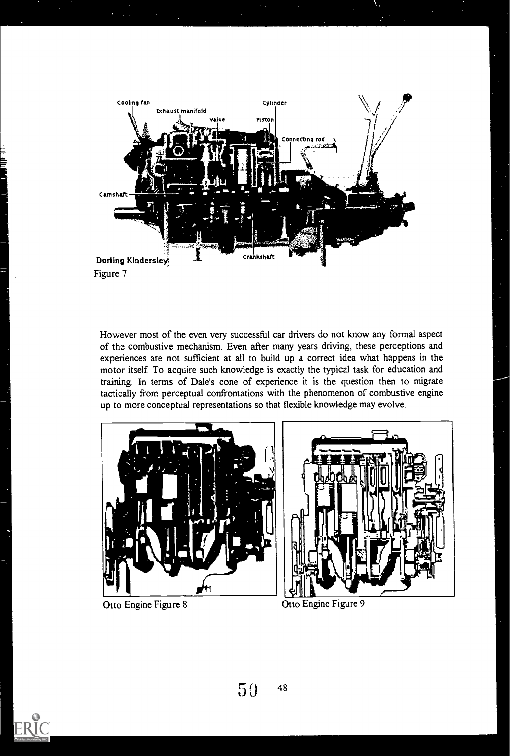Figure 7

However most of the even very successful car drivers do not know any formal aspect of the combustive mechanism. Even after many years driving, these perceptions and experiences are not sufficient at all to build up a correct idea what happens in the motor itself. To acquire such knowledge is exactly the typical task for education and training. In terms of Dale's cone of experience it is the question then to migrate tactically from perceptual confrontations with the phenomenon of combustive engine up to more conceptual representations so that flexible knowledge may evolve.

Otto Engine Figure 8

Otto Engine Figure 9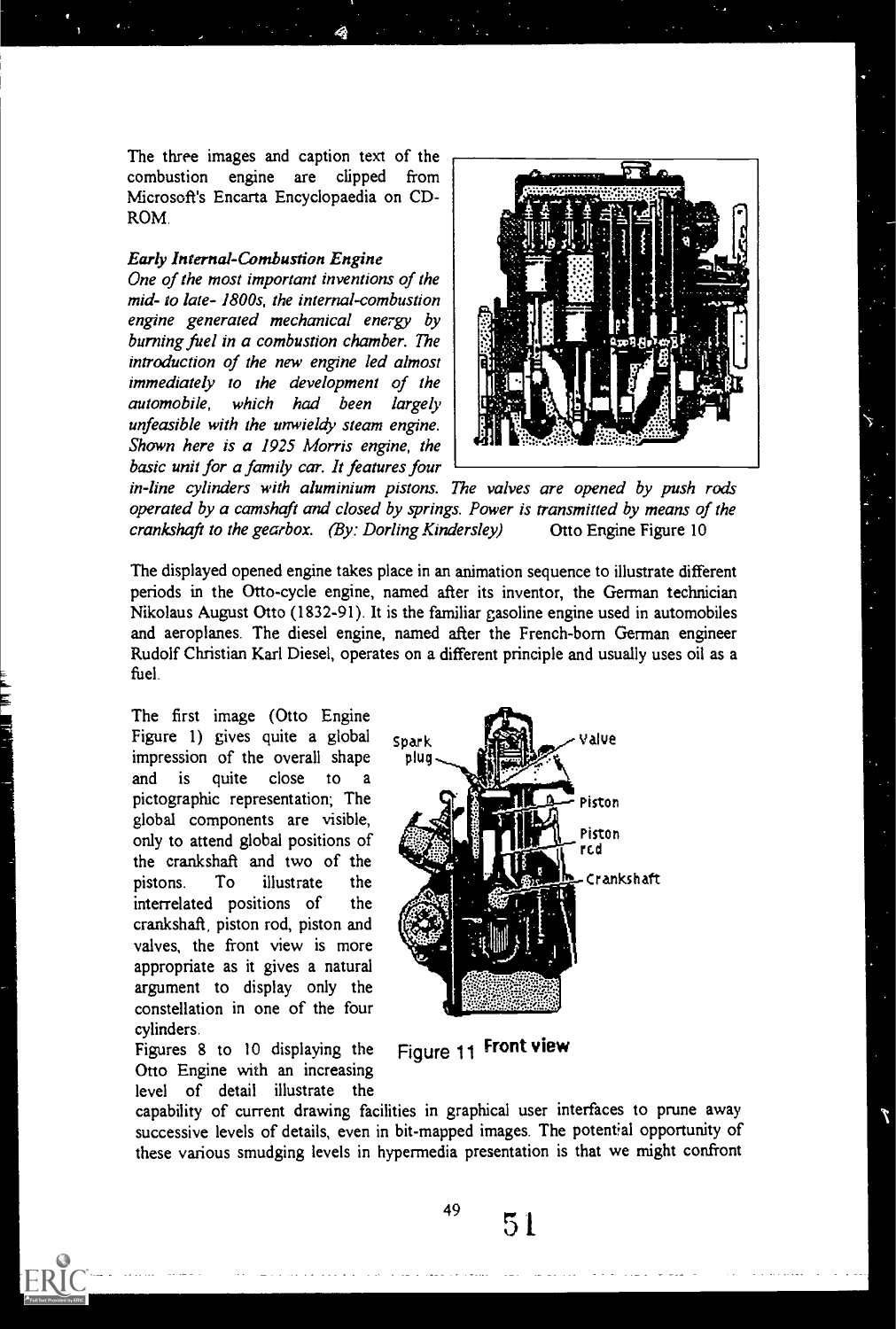The three images and caption text of the combustion engine are clipped from Microsoft's Encarta Encyclopaedia on CD-ROM.

***Early Internal-Combustion Engine***

*One of the most important inventions of the mid- to late- 1800s, the internal-combustion engine generated mechanical energy by burning fuel in a combustion chamber. The introduction of the new engine led almost immediately to the development of the automobile, which had been largely unfeasible with the unwieldy steam engine. Shown here is a 1925 Morris engine, the basic unit for a family car. It features four in-line cylinders with aluminium pistons. The valves are opened by push rods operated by a camshaft and closed by springs. Power is transmitted by means of the crankshaft to the gearbox. (By: Dorling Kindersley)* Otto Engine Figure 10

The displayed opened engine takes place in an animation sequence to illustrate different periods in the Otto-cycle engine, named after its inventor, the German technician Nikolaus August Otto (1832-91). It is the familiar gasoline engine used in automobiles and aeroplanes. The diesel engine, named after the French-born German engineer Rudolf Christian Karl Diesel, operates on a different principle and usually uses oil as a fuel.

The first image (Otto Engine Figure 1) gives quite a global impression of the overall shape and is quite close to a pictographic representation; The global components are visible, only to attend global positions of the crankshaft and two of the pistons. To illustrate the interrelated positions of the crankshaft, piston rod, piston and valves, the front view is more appropriate as it gives a natural argument to display only the constellation in one of the four cylinders.

Figure 11 Front view

Figures 8 to 10 displaying the Otto Engine with an increasing level of detail illustrate the capability of current drawing facilities in graphical user interfaces to prune away successive levels of details, even in bit-mapped images. The potential opportunity of these various smudging levels in hypermedia presentation is that we might confront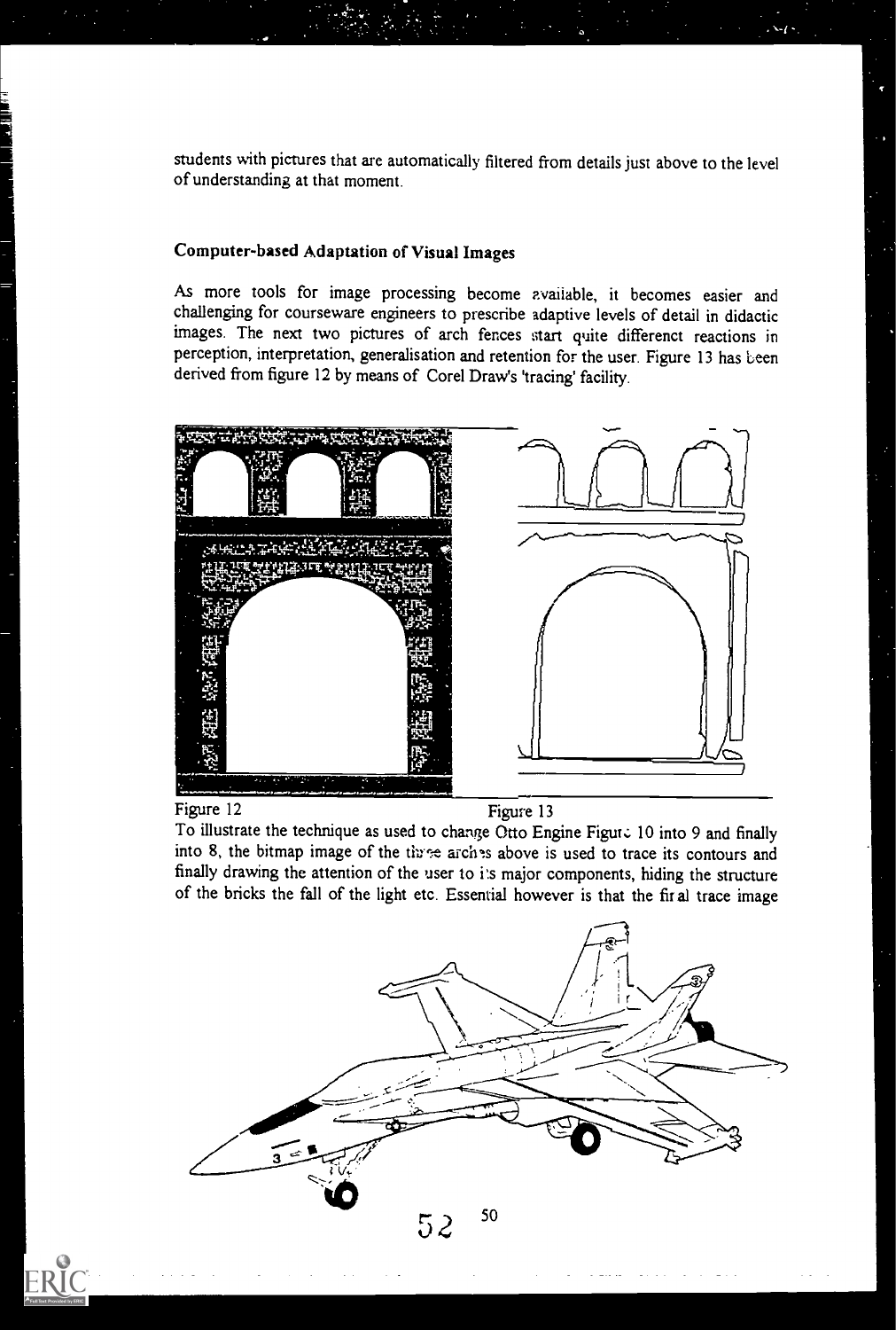students with pictures that are automatically filtered from details just above to the level of understanding at that moment.

### Computer-based Adaptation of Visual Images

As more tools for image processing become available, it becomes easier and challenging for courseware engineers to prescribe adaptive levels of detail in didactic images. The next two pictures of arch fences start quite differenct reactions in perception, interpretation, generalisation and retention for the user. Figure 13 has been derived from figure 12 by means of Corel Draw's 'tracing' facility.

Figure 12

Figure 13

To illustrate the technique as used to change Otto Engine Figure 10 into 9 and finally into 8, the bitmap image of the three arches above is used to trace its contours and finally drawing the attention of the user to its major components, hiding the structure of the bricks the fall of the light etc. Essential however is that the final trace image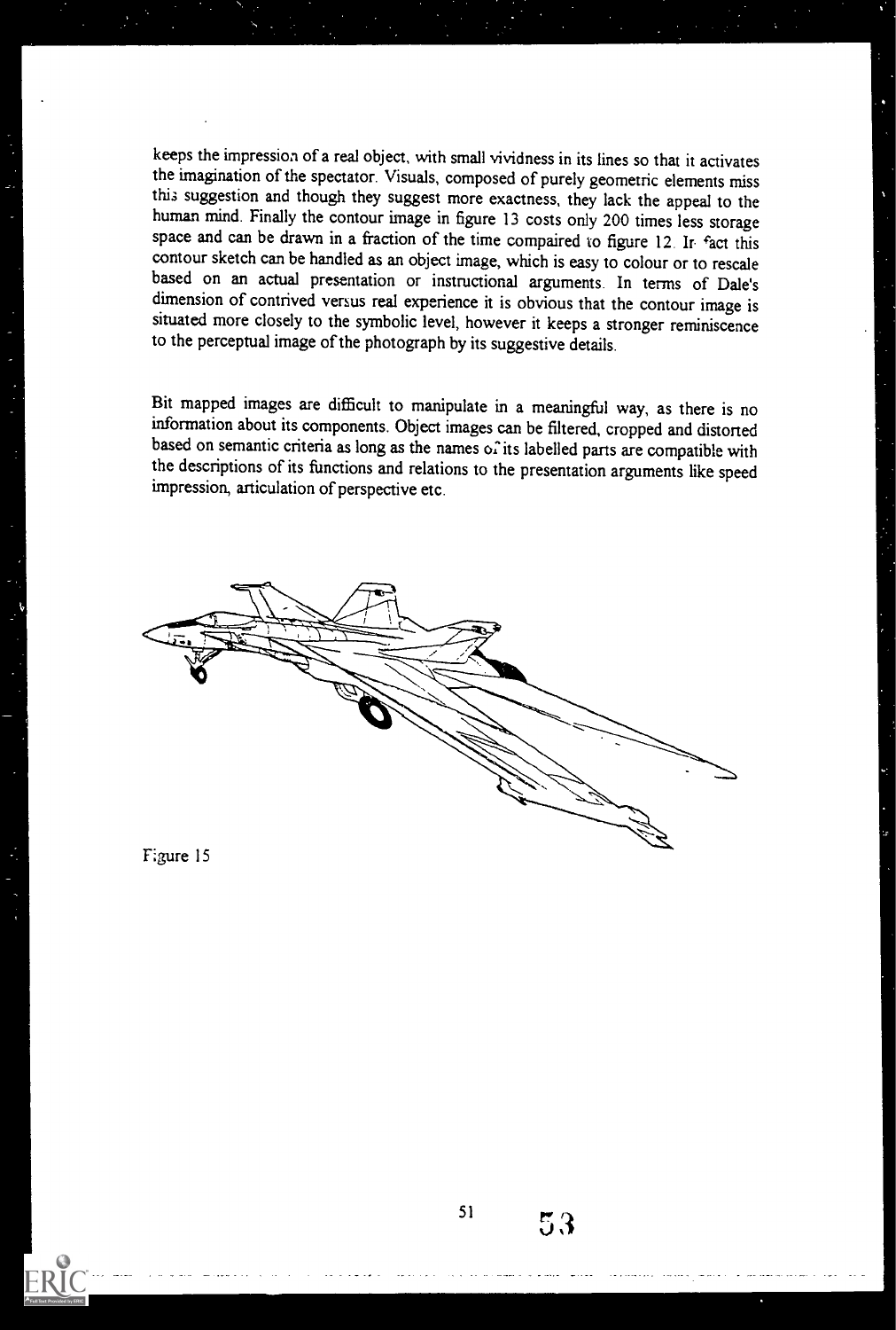keeps the impression of a real object, with small vividness in its lines so that it activates the imagination of the spectator. Visuals, composed of purely geometric elements miss this suggestion and though they suggest more exactness, they lack the appeal to the human mind. Finally the contour image in figure 13 costs only 200 times less storage space and can be drawn in a fraction of the time compaired to figure 12. In fact this contour sketch can be handled as an object image, which is easy to colour or to rescale based on an actual presentation or instructional arguments. In terms of Dale's dimension of contrived versus real experience it is obvious that the contour image is situated more closely to the symbolic level, however it keeps a stronger reminiscence to the perceptual image of the photograph by its suggestive details.

Bit mapped images are difficult to manipulate in a meaningful way, as there is no information about its components. Object images can be filtered, cropped and distorted based on semantic criteria as long as the names of its labelled parts are compatible with the descriptions of its functions and relations to the presentation arguments like speed impression, articulation of perspective etc.

Figure 15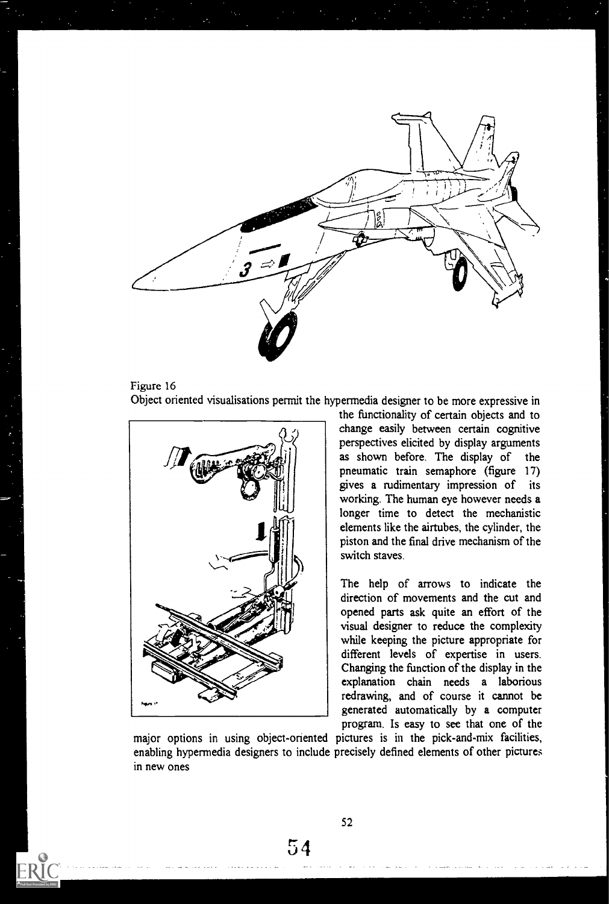Figure 16

Object oriented visualisations permit the hypermedia designer to be more expressive in the functionality of certain objects and to change easily between certain cognitive perspectives elicited by display arguments as shown before. The display of the pneumatic train semaphore (figure 17) gives a rudimentary impression of its working. The human eye however needs a longer time to detect the mechanistic elements like the airtubes, the cylinder, the piston and the final drive mechanism of the switch staves.

The help of arrows to indicate the direction of movements and the cut and opened parts ask quite an effort of the visual designer to reduce the complexity while keeping the picture appropriate for different levels of expertise in users. Changing the function of the display in the explanation chain needs a laborious redrawing, and of course it cannot be generated automatically by a computer program. Is easy to see that one of the major options in using object-oriented pictures is in the pick-and-mix facilities, enabling hypermedia designers to include precisely defined elements of other pictures in new ones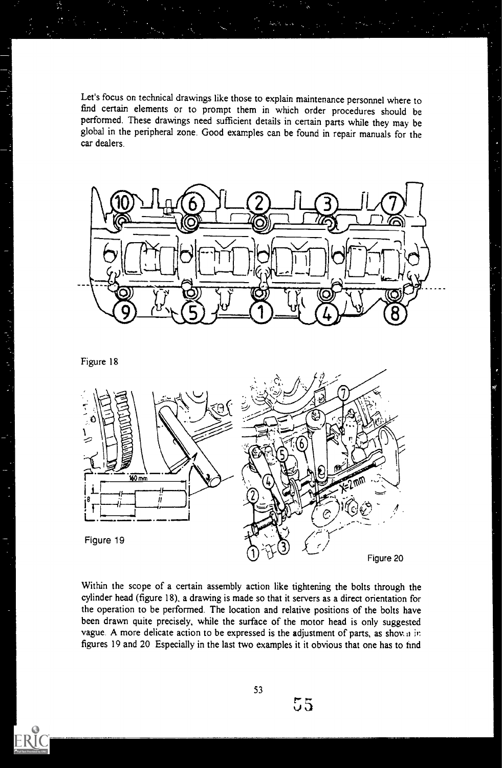Let's focus on technical drawings like those to explain maintenance personnel where to find certain elements or to prompt them in which order procedures should be performed. These drawings need sufficient details in certain parts while they may be global in the peripheral zone. Good examples can be found in repair manuals for the car dealers.

Figure 18

Figure 19

Figure 20

Within the scope of a certain assembly action like tightening the bolts through the cylinder head (figure 18), a drawing is made so that it servers as a direct orientation for the operation to be performed. The location and relative positions of the bolts have been drawn quite precisely, while the surface of the motor head is only suggested vague. A more delicate action to be expressed is the adjustment of parts, as shown in figures 19 and 20 Especially in the last two examples it it obvious that one has to find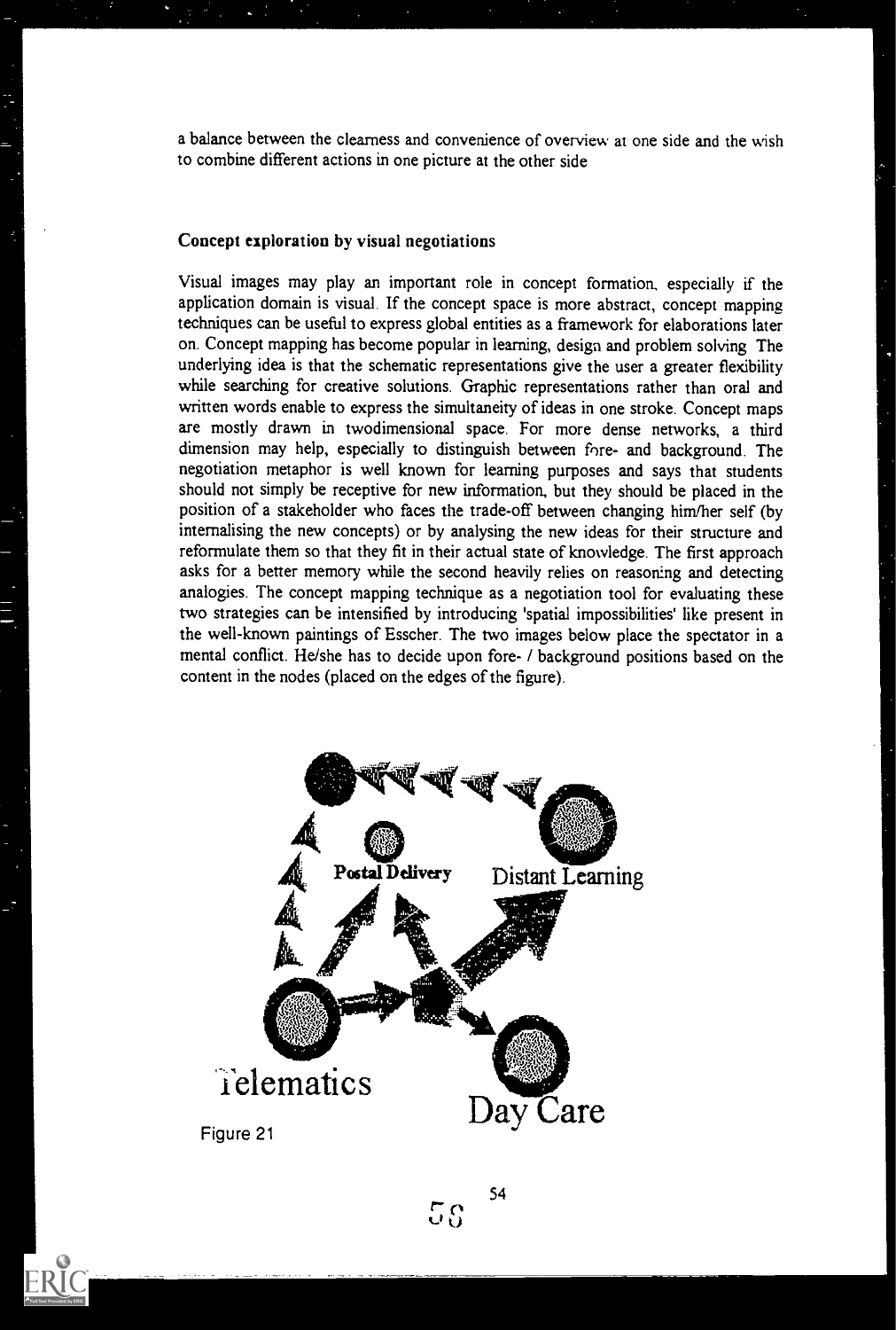a balance between the clearness and convenience of overview at one side and the wish to combine different actions in one picture at the other side

### Concept exploration by visual negotiations

Visual images may play an important role in concept formation, especially if the application domain is visual. If the concept space is more abstract, concept mapping techniques can be useful to express global entities as a framework for elaborations later on. Concept mapping has become popular in learning, design and problem solving The underlying idea is that the schematic representations give the user a greater flexibility while searching for creative solutions. Graphic representations rather than oral and written words enable to express the simultaneity of ideas in one stroke. Concept maps are mostly drawn in twodimensional space. For more dense networks, a third dimension may help, especially to distinguish between fore- and background. The negotiation metaphor is well known for learning purposes and says that students should not simply be receptive for new information, but they should be placed in the position of a stakeholder who faces the trade-off between changing him/her self (by internalising the new concepts) or by analysing the new ideas for their structure and reformulate them so that they fit in their actual state of knowledge. The first approach asks for a better memory while the second heavily relies on reasoning and detecting analogies. The concept mapping technique as a negotiation tool for evaluating these two strategies can be intensified by introducing 'spatial impossibilities' like present in the well-known paintings of Esscher. The two images below place the spectator in a mental conflict. He/she has to decide upon fore- / background positions based on the content in the nodes (placed on the edges of the figure).

Postal Delivery

Distant Learning

Telematics

Day Care

Figure 21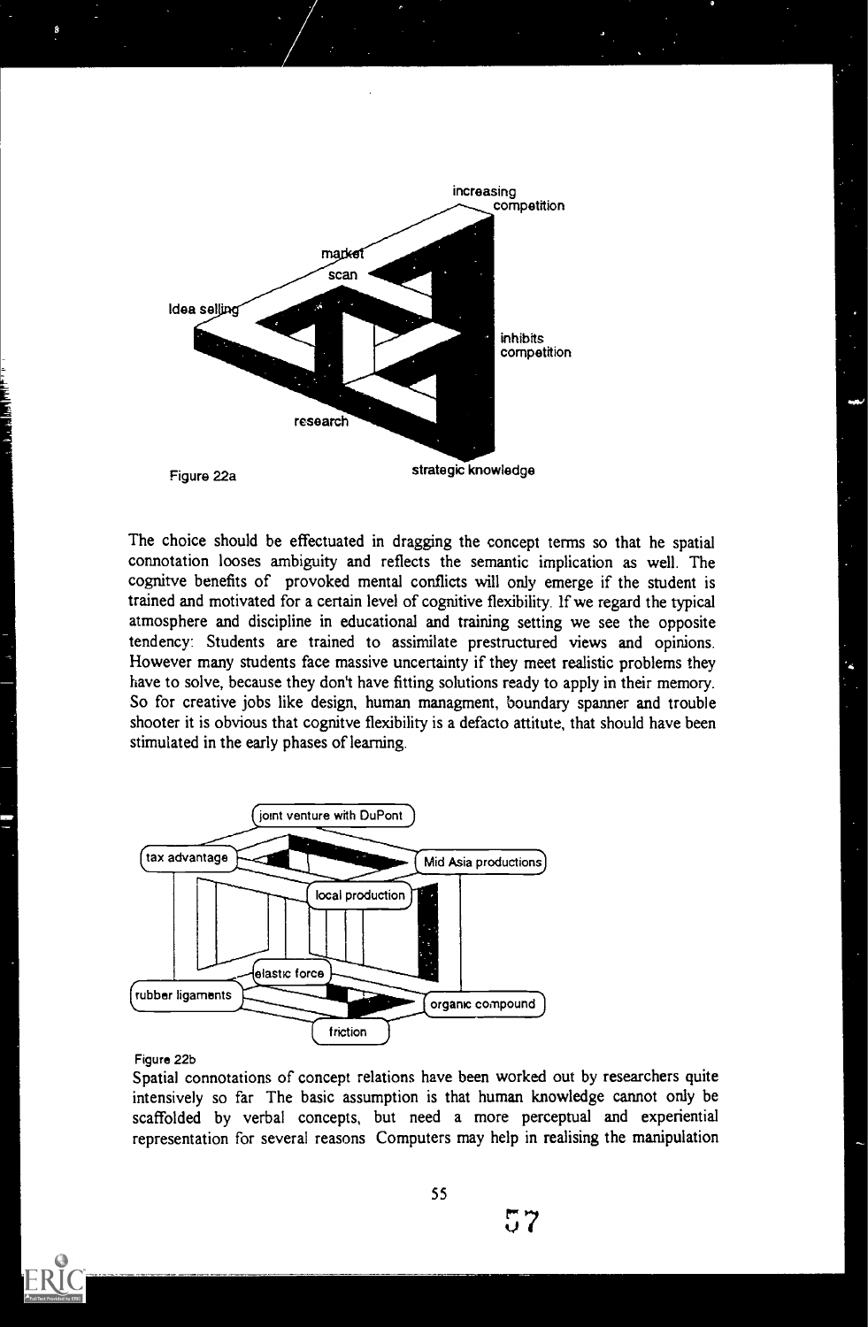Figure 22a

The choice should be effectuated in dragging the concept terms so that he spatial connotation looses ambiguity and reflects the semantic implication as well. The cognitve benefits of provoked mental conflicts will only emerge if the student is trained and motivated for a certain level of cognitive flexibility. If we regard the typical atmosphere and discipline in educational and training setting we see the opposite tendency: Students are trained to assimilate prestructured views and opinions. However many students face massive uncertainty if they meet realistic problems they have to solve, because they don't have fitting solutions ready to apply in their memory. So for creative jobs like design, human managment, boundary spanner and trouble shooter it is obvious that cognitve flexibility is a defacto attitute, that should have been stimulated in the early phases of learning.

Figure 22b

Spatial connotations of concept relations have been worked out by researchers quite intensively so far The basic assumption is that human knowledge cannot only be scaffolded by verbal concepts, but need a more perceptual and experiential representation for several reasons Computers may help in realising the manipulation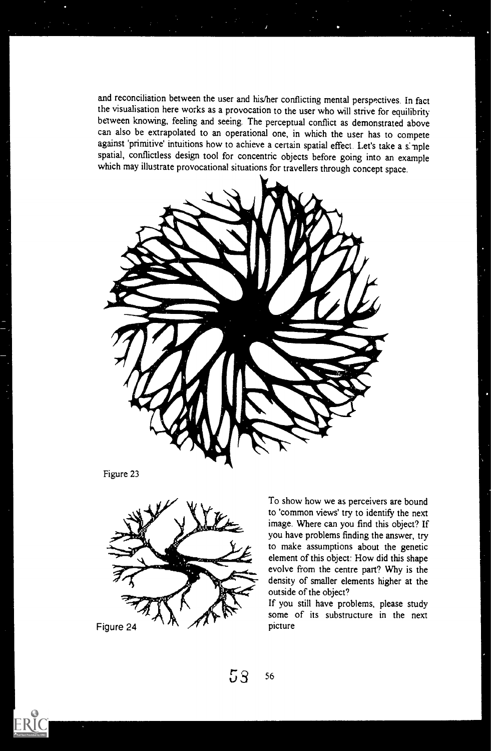and reconciliation between the user and his/her conflicting mental perspectives. In fact the visualisation here works as a provocation to the user who will strive for equilibrity between knowing, feeling and seeing. The perceptual conflict as demonstrated above can also be extrapolated to an operational one, in which the user has to compete against 'primitive' intuitions how to achieve a certain spatial effect. Let's take a simple spatial, conflictless design tool for concentric objects before going into an example which may illustrate provocational situations for travellers through concept space.

Figure 23

Figure 24

To show how we as perceivers are bound to 'common views' try to identify the next image. Where can you find this object? If you have problems finding the answer, try to make assumptions about the genetic element of this object: How did this shape evolve from the centre part? Why is the density of smaller elements higher at the outside of the object?

If you still have problems, please study some of its substructure in the next picture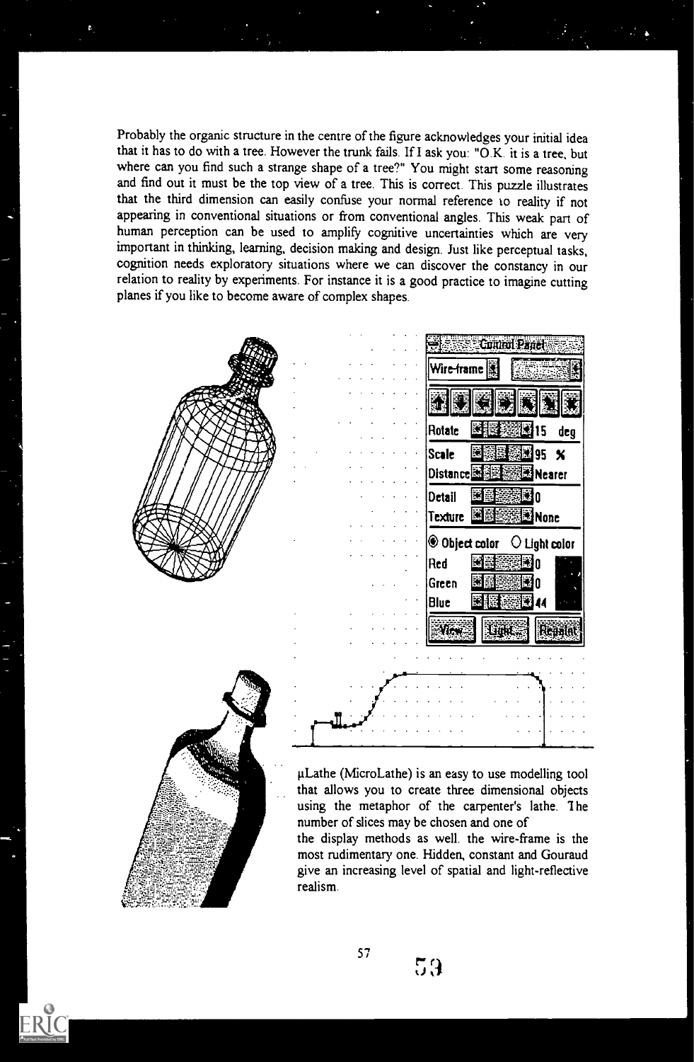Probably the organic structure in the centre of the figure acknowledges your initial idea that it has to do with a tree. However the trunk fails. If I ask you: "O.K. it is a tree, but where can you find such a strange shape of a tree?" You might start some reasoning and find out it must be the top view of a tree. This is correct. This puzzle illustrates that the third dimension can easily confuse your normal reference to reality if not appearing in conventional situations or from conventional angles. This weak part of human perception can be used to amplify cognitive uncertainties which are very important in thinking, learning, decision making and design. Just like perceptual tasks, cognition needs exploratory situations where we can discover the constancy in our relation to reality by experiments. For instance it is a good practice to imagine cutting planes if you like to become aware of complex shapes.

μLathe (MicroLathe) is an easy to use modelling tool that allows you to create three dimensional objects using the metaphor of the carpenter's lathe. The number of slices may be chosen and one of the display methods as well. the wire-frame is the most rudimentary one. Hidden, constant and Gouraud give an increasing level of spatial and light-reflective realism.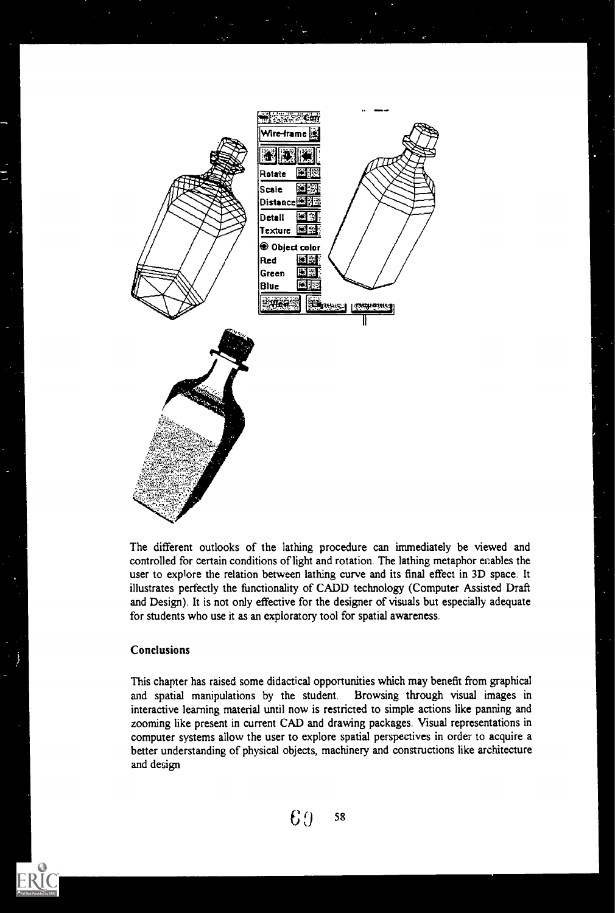The different outlooks of the lathing procedure can immediately be viewed and controlled for certain conditions of light and rotation. The lathing metaphor enables the user to explore the relation between lathing curve and its final effect in 3D space. It illustrates perfectly the functionality of CADD technology (Computer Assisted Draft and Design). It is not only effective for the designer of visuals but especially adequate for students who use it as an exploratory tool for spatial awareness.

### Conclusions

This chapter has raised some didactical opportunities which may benefit from graphical and spatial manipulations by the student. Browsing through visual images in interactive learning material until now is restricted to simple actions like panning and zooming like present in current CAD and drawing packages. Visual representations in computer systems allow the user to explore spatial perspectives in order to acquire a better understanding of physical objects, machinery and constructions like architecture and design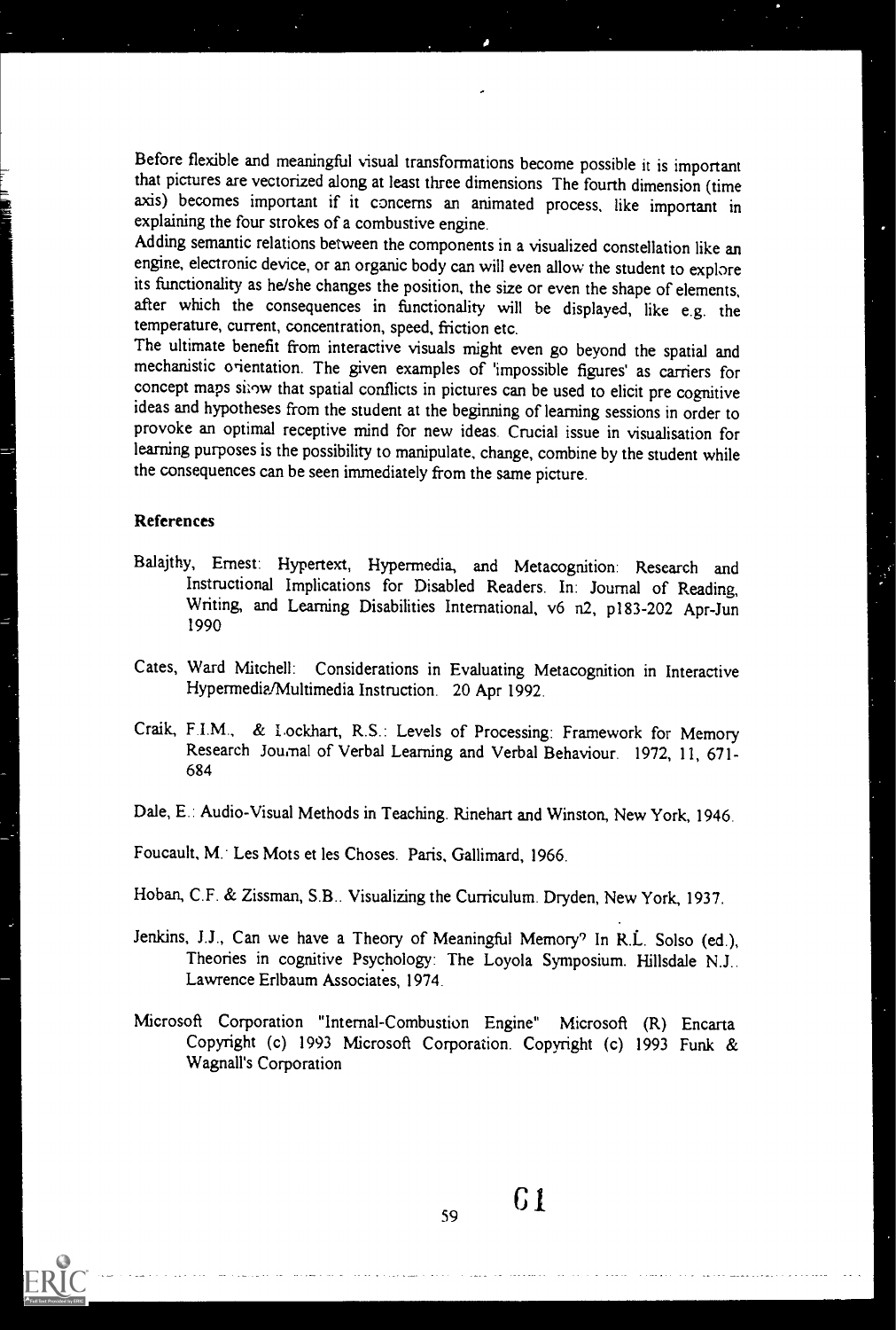Before flexible and meaningful visual transformations become possible it is important that pictures are vectorized along at least three dimensions The fourth dimension (time axis) becomes important if it concerns an animated process, like important in explaining the four strokes of a combustive engine.
Adding semantic relations between the components in a visualized constellation like an engine, electronic device, or an organic body can will even allow the student to explore its functionality as he/she changes the position, the size or even the shape of elements, after which the consequences in functionality will be displayed, like e.g. the temperature, current, concentration, speed, friction etc.
The ultimate benefit from interactive visuals might even go beyond the spatial and mechanistic orientation. The given examples of 'impossible figures' as carriers for concept maps show that spatial conflicts in pictures can be used to elicit pre cognitive ideas and hypotheses from the student at the beginning of learning sessions in order to provoke an optimal receptive mind for new ideas. Crucial issue in visualisation for learning purposes is the possibility to manipulate, change, combine by the student while the consequences can be seen immediately from the same picture.

### References

Balajthy, Ernest: Hypertext, Hypermedia, and Metacognition: Research and Instructional Implications for Disabled Readers. In: Journal of Reading, Writing, and Learning Disabilities International, v6 n2, p183-202 Apr-Jun 1990

Cates, Ward Mitchell: Considerations in Evaluating Metacognition in Interactive Hypermedia/Multimedia Instruction. 20 Apr 1992.

Craik, F.I.M., & Lockhart, R.S.: Levels of Processing: Framework for Memory Research Journal of Verbal Learning and Verbal Behaviour. 1972, 11, 671-684

Dale, E.: Audio-Visual Methods in Teaching. Rinehart and Winston, New York, 1946.

Foucault, M.: Les Mots et les Choses. Paris, Gallimard, 1966.

Hoban, C.F. & Zissman, S.B.. Visualizing the Curriculum. Dryden, New York, 1937.

Jenkins, J.J., Can we have a Theory of Meaningful Memory? In R.L. Solso (ed.), Theories in cognitive Psychology: The Loyola Symposium. Hillsdale N.J.. Lawrence Erlbaum Associates, 1974.

Microsoft Corporation "Internal-Combustion Engine" Microsoft (R) Encarta Copyright (c) 1993 Microsoft Corporation. Copyright (c) 1993 Funk & Wagnall's Corporation